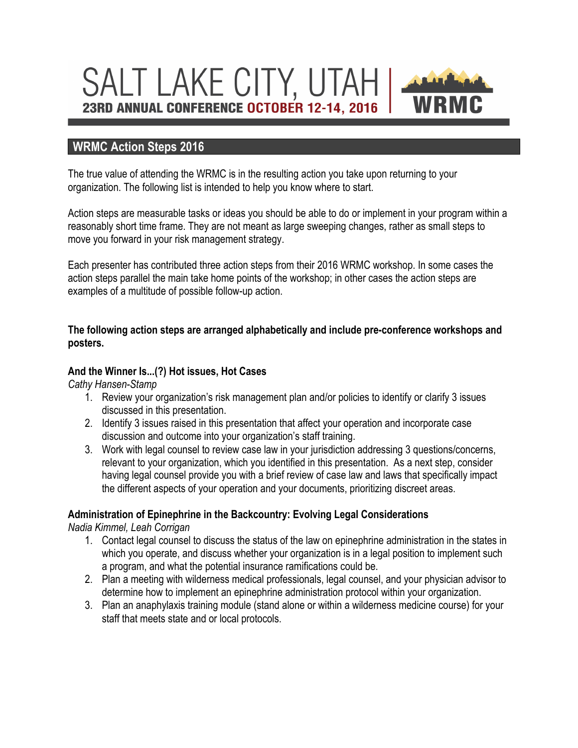# SALT LAKE CITY, UTAH

**23RD ANNUAL CONFERENCE OCTOBER 12-14, 2016**

**WRMC**

## WRMC Action Steps 2016

The true value of attending the WRMC is in the resulting action you take upon returning to your organization. The following list is intended to help you know where to start.

Action steps are measurable tasks or ideas you should be able to do or implement in your program within a reasonably short time frame. They are not meant as large sweeping changes, rather as small steps to move you forward in your risk management strategy.

Each presenter has contributed three action steps from their 2016 WRMC workshop. In some cases the action steps parallel the main take home points of the workshop; in other cases the action steps are examples of a multitude of possible follow-up action.

**The following action steps are arranged alphabetically and include pre-conference workshops and posters.**

### And the Winner Is...(?) Hot issues, Hot Cases

*Cathy Hansen-Stamp*

1. Review your organization's risk management plan and/or policies to identify or clarify 3 issues discussed in this presentation.
2. Identify 3 issues raised in this presentation that affect your operation and incorporate case discussion and outcome into your organization's staff training.
3. Work with legal counsel to review case law in your jurisdiction addressing 3 questions/concerns, relevant to your organization, which you identified in this presentation. As a next step, consider having legal counsel provide you with a brief review of case law and laws that specifically impact the different aspects of your operation and your documents, prioritizing discreet areas.

### Administration of Epinephrine in the Backcountry: Evolving Legal Considerations

*Nadia Kimmel, Leah Corrigan*

1. Contact legal counsel to discuss the status of the law on epinephrine administration in the states in which you operate, and discuss whether your organization is in a legal position to implement such a program, and what the potential insurance ramifications could be.
2. Plan a meeting with wilderness medical professionals, legal counsel, and your physician advisor to determine how to implement an epinephrine administration protocol within your organization.
3. Plan an anaphylaxis training module (stand alone or within a wilderness medicine course) for your staff that meets state and or local protocols.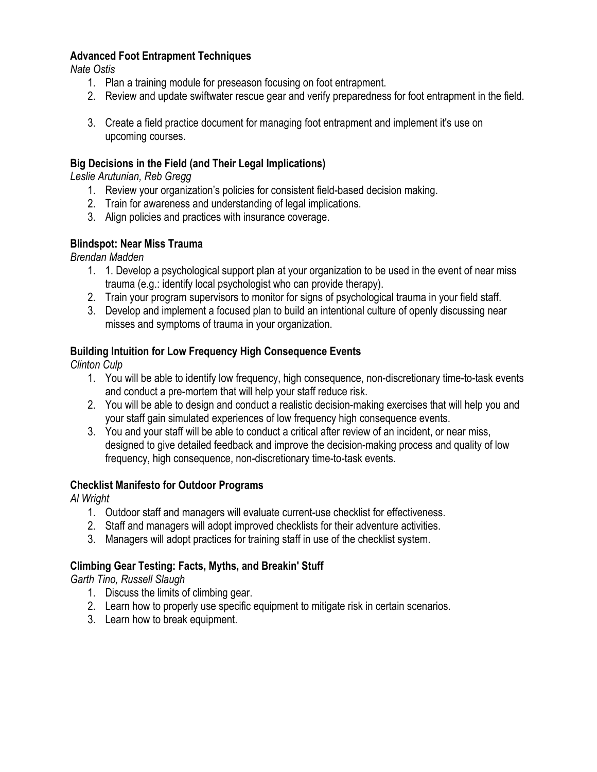**Advanced Foot Entrapment Techniques**

*Nate Ostis*

1. Plan a training module for preseason focusing on foot entrapment.
2. Review and update swiftwater rescue gear and verify preparedness for foot entrapment in the field.
3. Create a field practice document for managing foot entrapment and implement it's use on upcoming courses.

**Big Decisions in the Field (and Their Legal Implications)**

*Leslie Arutunian, Reb Gregg*

1. Review your organization's policies for consistent field-based decision making.
2. Train for awareness and understanding of legal implications.
3. Align policies and practices with insurance coverage.

**Blindspot: Near Miss Trauma**

*Brendan Madden*

1. 1. Develop a psychological support plan at your organization to be used in the event of near miss trauma (e.g.: identify local psychologist who can provide therapy).
2. Train your program supervisors to monitor for signs of psychological trauma in your field staff.
3. Develop and implement a focused plan to build an intentional culture of openly discussing near misses and symptoms of trauma in your organization.

**Building Intuition for Low Frequency High Consequence Events**

*Clinton Culp*

1. You will be able to identify low frequency, high consequence, non-discretionary time-to-task events and conduct a pre-mortem that will help your staff reduce risk.
2. You will be able to design and conduct a realistic decision-making exercises that will help you and your staff gain simulated experiences of low frequency high consequence events.
3. You and your staff will be able to conduct a critical after review of an incident, or near miss, designed to give detailed feedback and improve the decision-making process and quality of low frequency, high consequence, non-discretionary time-to-task events.

**Checklist Manifesto for Outdoor Programs**

*Al Wright*

1. Outdoor staff and managers will evaluate current-use checklist for effectiveness.
2. Staff and managers will adopt improved checklists for their adventure activities.
3. Managers will adopt practices for training staff in use of the checklist system.

**Climbing Gear Testing: Facts, Myths, and Breakin' Stuff**

*Garth Tino, Russell Slaugh*

1. Discuss the limits of climbing gear.
2. Learn how to properly use specific equipment to mitigate risk in certain scenarios.
3. Learn how to break equipment.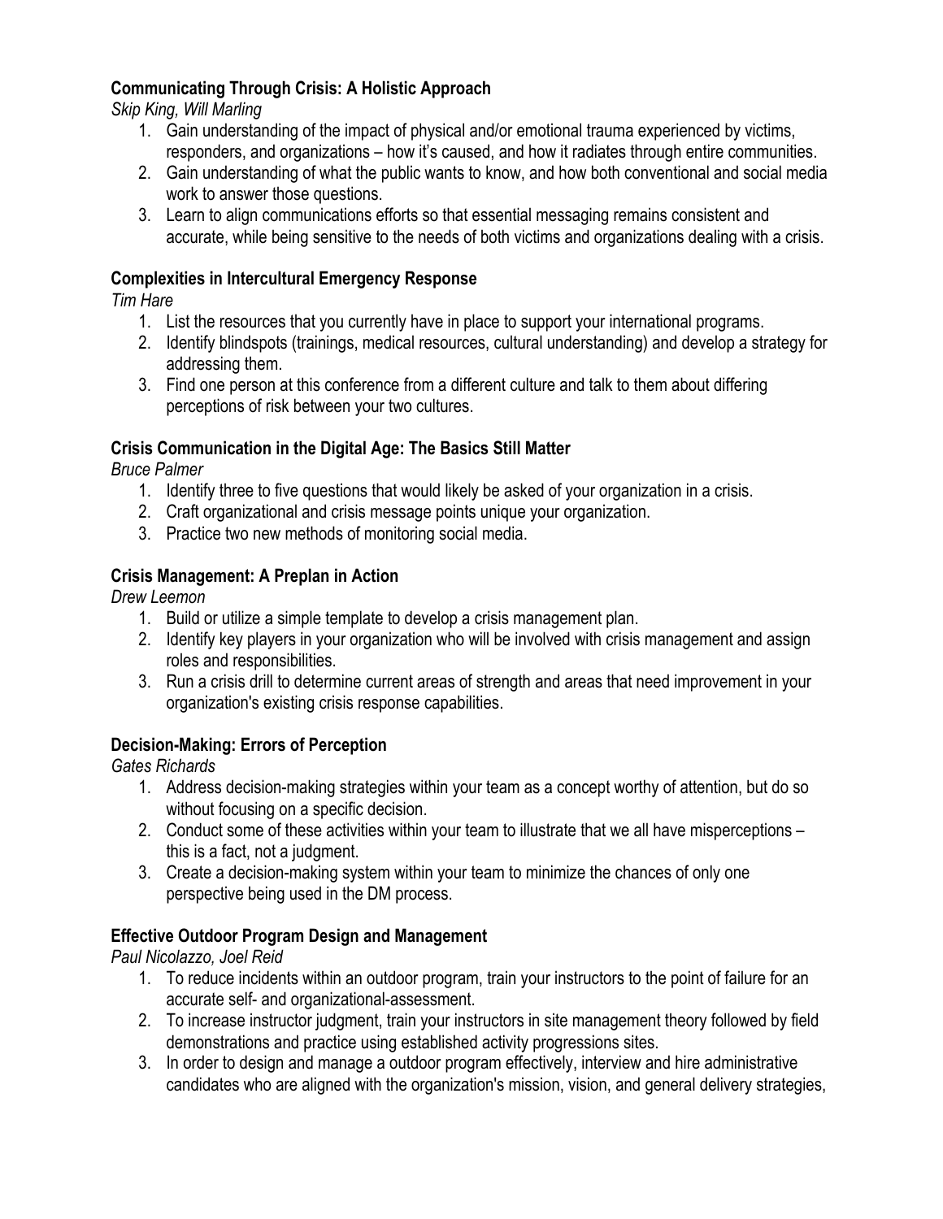**Communicating Through Crisis: A Holistic Approach**

*Skip King, Will Marling*

1. Gain understanding of the impact of physical and/or emotional trauma experienced by victims, responders, and organizations – how it's caused, and how it radiates through entire communities.
2. Gain understanding of what the public wants to know, and how both conventional and social media work to answer those questions.
3. Learn to align communications efforts so that essential messaging remains consistent and accurate, while being sensitive to the needs of both victims and organizations dealing with a crisis.

**Complexities in Intercultural Emergency Response**

*Tim Hare*

1. List the resources that you currently have in place to support your international programs.
2. Identify blindspots (trainings, medical resources, cultural understanding) and develop a strategy for addressing them.
3. Find one person at this conference from a different culture and talk to them about differing perceptions of risk between your two cultures.

**Crisis Communication in the Digital Age: The Basics Still Matter**

*Bruce Palmer*

1. Identify three to five questions that would likely be asked of your organization in a crisis.
2. Craft organizational and crisis message points unique your organization.
3. Practice two new methods of monitoring social media.

**Crisis Management: A Preplan in Action**

*Drew Leemon*

1. Build or utilize a simple template to develop a crisis management plan.
2. Identify key players in your organization who will be involved with crisis management and assign roles and responsibilities.
3. Run a crisis drill to determine current areas of strength and areas that need improvement in your organization's existing crisis response capabilities.

**Decision-Making: Errors of Perception**

*Gates Richards*

1. Address decision-making strategies within your team as a concept worthy of attention, but do so without focusing on a specific decision.
2. Conduct some of these activities within your team to illustrate that we all have misperceptions – this is a fact, not a judgment.
3. Create a decision-making system within your team to minimize the chances of only one perspective being used in the DM process.

**Effective Outdoor Program Design and Management**

*Paul Nicolazzo, Joel Reid*

1. To reduce incidents within an outdoor program, train your instructors to the point of failure for an accurate self- and organizational-assessment.
2. To increase instructor judgment, train your instructors in site management theory followed by field demonstrations and practice using established activity progressions sites.
3. In order to design and manage a outdoor program effectively, interview and hire administrative candidates who are aligned with the organization's mission, vision, and general delivery strategies,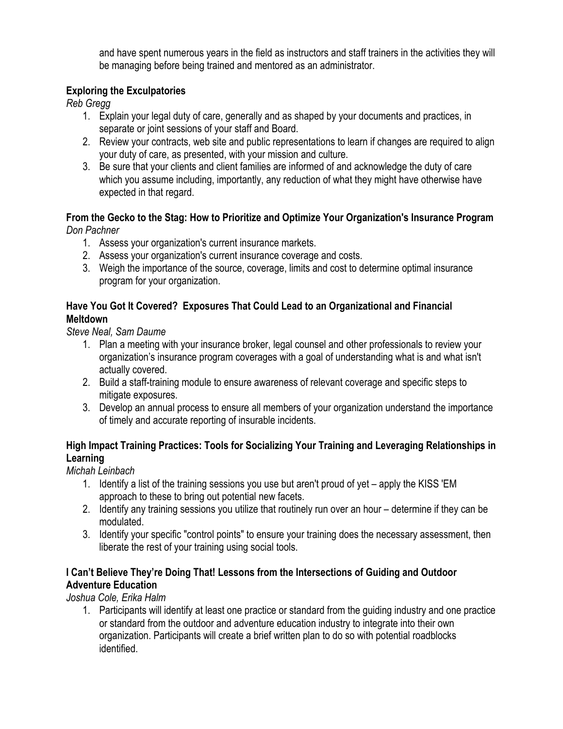and have spent numerous years in the field as instructors and staff trainers in the activities they will be managing before being trained and mentored as an administrator.

**Exploring the Exculpatories**
*Reb Gregg*

1. Explain your legal duty of care, generally and as shaped by your documents and practices, in separate or joint sessions of your staff and Board.
2. Review your contracts, web site and public representations to learn if changes are required to align your duty of care, as presented, with your mission and culture.
3. Be sure that your clients and client families are informed of and acknowledge the duty of care which you assume including, importantly, any reduction of what they might have otherwise have expected in that regard.

**From the Gecko to the Stag: How to Prioritize and Optimize Your Organization's Insurance Program**
*Don Pachner*

1. Assess your organization's current insurance markets.
2. Assess your organization's current insurance coverage and costs.
3. Weigh the importance of the source, coverage, limits and cost to determine optimal insurance program for your organization.

**Have You Got It Covered? Exposures That Could Lead to an Organizational and Financial Meltdown**
*Steve Neal, Sam Daume*

1. Plan a meeting with your insurance broker, legal counsel and other professionals to review your organization's insurance program coverages with a goal of understanding what is and what isn't actually covered.
2. Build a staff-training module to ensure awareness of relevant coverage and specific steps to mitigate exposures.
3. Develop an annual process to ensure all members of your organization understand the importance of timely and accurate reporting of insurable incidents.

**High Impact Training Practices: Tools for Socializing Your Training and Leveraging Relationships in Learning**
*Michah Leinbach*

1. Identify a list of the training sessions you use but aren't proud of yet – apply the KISS 'EM approach to these to bring out potential new facets.
2. Identify any training sessions you utilize that routinely run over an hour – determine if they can be modulated.
3. Identify your specific "control points" to ensure your training does the necessary assessment, then liberate the rest of your training using social tools.

**I Can't Believe They're Doing That! Lessons from the Intersections of Guiding and Outdoor Adventure Education**
*Joshua Cole, Erika Halm*

1. Participants will identify at least one practice or standard from the guiding industry and one practice or standard from the outdoor and adventure education industry to integrate into their own organization. Participants will create a brief written plan to do so with potential roadblocks identified.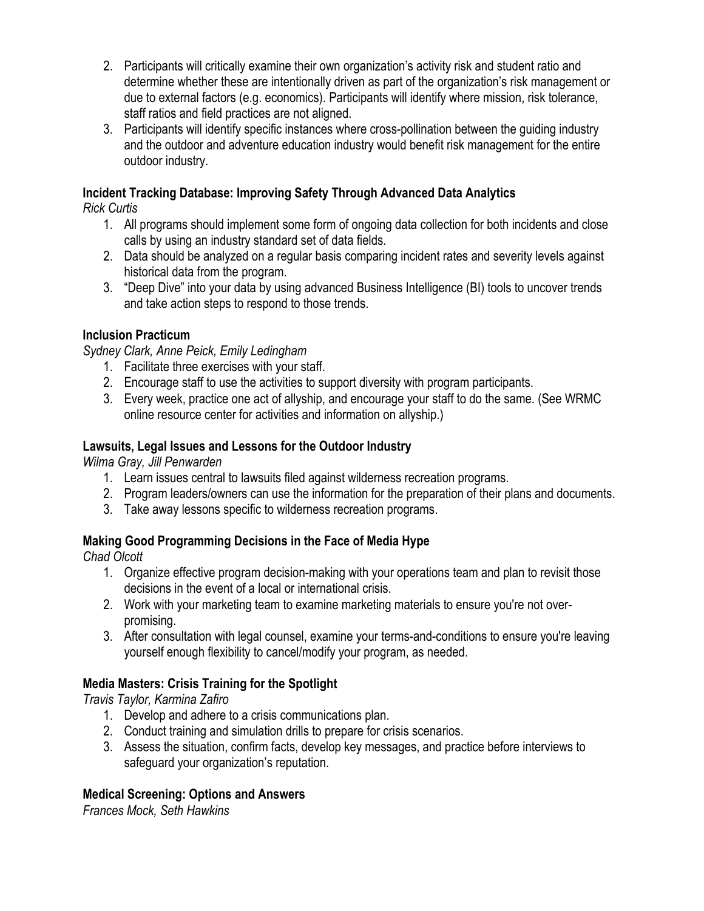2. Participants will critically examine their own organization's activity risk and student ratio and determine whether these are intentionally driven as part of the organization's risk management or due to external factors (e.g. economics). Participants will identify where mission, risk tolerance, staff ratios and field practices are not aligned.
3. Participants will identify specific instances where cross-pollination between the guiding industry and the outdoor and adventure education industry would benefit risk management for the entire outdoor industry.

**Incident Tracking Database: Improving Safety Through Advanced Data Analytics**

*Rick Curtis*

1. All programs should implement some form of ongoing data collection for both incidents and close calls by using an industry standard set of data fields.
2. Data should be analyzed on a regular basis comparing incident rates and severity levels against historical data from the program.
3. "Deep Dive" into your data by using advanced Business Intelligence (BI) tools to uncover trends and take action steps to respond to those trends.

**Inclusion Practicum**

*Sydney Clark, Anne Peick, Emily Ledingham*

1. Facilitate three exercises with your staff.
2. Encourage staff to use the activities to support diversity with program participants.
3. Every week, practice one act of allyship, and encourage your staff to do the same. (See WRMC online resource center for activities and information on allyship.)

**Lawsuits, Legal Issues and Lessons for the Outdoor Industry**

*Wilma Gray, Jill Penwarden*

1. Learn issues central to lawsuits filed against wilderness recreation programs.
2. Program leaders/owners can use the information for the preparation of their plans and documents.
3. Take away lessons specific to wilderness recreation programs.

**Making Good Programming Decisions in the Face of Media Hype**

*Chad Olcott*

1. Organize effective program decision-making with your operations team and plan to revisit those decisions in the event of a local or international crisis.
2. Work with your marketing team to examine marketing materials to ensure you're not over-promising.
3. After consultation with legal counsel, examine your terms-and-conditions to ensure you're leaving yourself enough flexibility to cancel/modify your program, as needed.

**Media Masters: Crisis Training for the Spotlight**

*Travis Taylor, Karmina Zafiro*

1. Develop and adhere to a crisis communications plan.
2. Conduct training and simulation drills to prepare for crisis scenarios.
3. Assess the situation, confirm facts, develop key messages, and practice before interviews to safeguard your organization's reputation.

**Medical Screening: Options and Answers**

*Frances Mock, Seth Hawkins*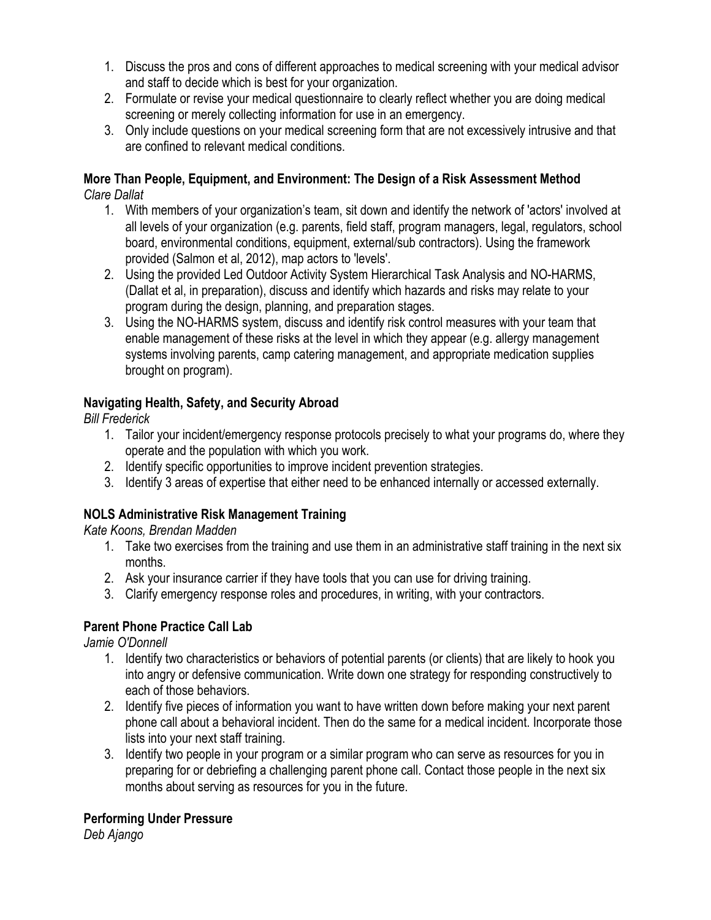1. Discuss the pros and cons of different approaches to medical screening with your medical advisor and staff to decide which is best for your organization.
2. Formulate or revise your medical questionnaire to clearly reflect whether you are doing medical screening or merely collecting information for use in an emergency.
3. Only include questions on your medical screening form that are not excessively intrusive and that are confined to relevant medical conditions.

**More Than People, Equipment, and Environment: The Design of a Risk Assessment Method**
*Clare Dallat*

1. With members of your organization's team, sit down and identify the network of 'actors' involved at all levels of your organization (e.g. parents, field staff, program managers, legal, regulators, school board, environmental conditions, equipment, external/sub contractors). Using the framework provided (Salmon et al, 2012), map actors to 'levels'.
2. Using the provided Led Outdoor Activity System Hierarchical Task Analysis and NO-HARMS, (Dallat et al, in preparation), discuss and identify which hazards and risks may relate to your program during the design, planning, and preparation stages.
3. Using the NO-HARMS system, discuss and identify risk control measures with your team that enable management of these risks at the level in which they appear (e.g. allergy management systems involving parents, camp catering management, and appropriate medication supplies brought on program).

**Navigating Health, Safety, and Security Abroad**
*Bill Frederick*

1. Tailor your incident/emergency response protocols precisely to what your programs do, where they operate and the population with which you work.
2. Identify specific opportunities to improve incident prevention strategies.
3. Identify 3 areas of expertise that either need to be enhanced internally or accessed externally.

**NOLS Administrative Risk Management Training**
*Kate Koons, Brendan Madden*

1. Take two exercises from the training and use them in an administrative staff training in the next six months.
2. Ask your insurance carrier if they have tools that you can use for driving training.
3. Clarify emergency response roles and procedures, in writing, with your contractors.

**Parent Phone Practice Call Lab**
*Jamie O'Donnell*

1. Identify two characteristics or behaviors of potential parents (or clients) that are likely to hook you into angry or defensive communication. Write down one strategy for responding constructively to each of those behaviors.
2. Identify five pieces of information you want to have written down before making your next parent phone call about a behavioral incident. Then do the same for a medical incident. Incorporate those lists into your next staff training.
3. Identify two people in your program or a similar program who can serve as resources for you in preparing for or debriefing a challenging parent phone call. Contact those people in the next six months about serving as resources for you in the future.

**Performing Under Pressure**
*Deb Ajango*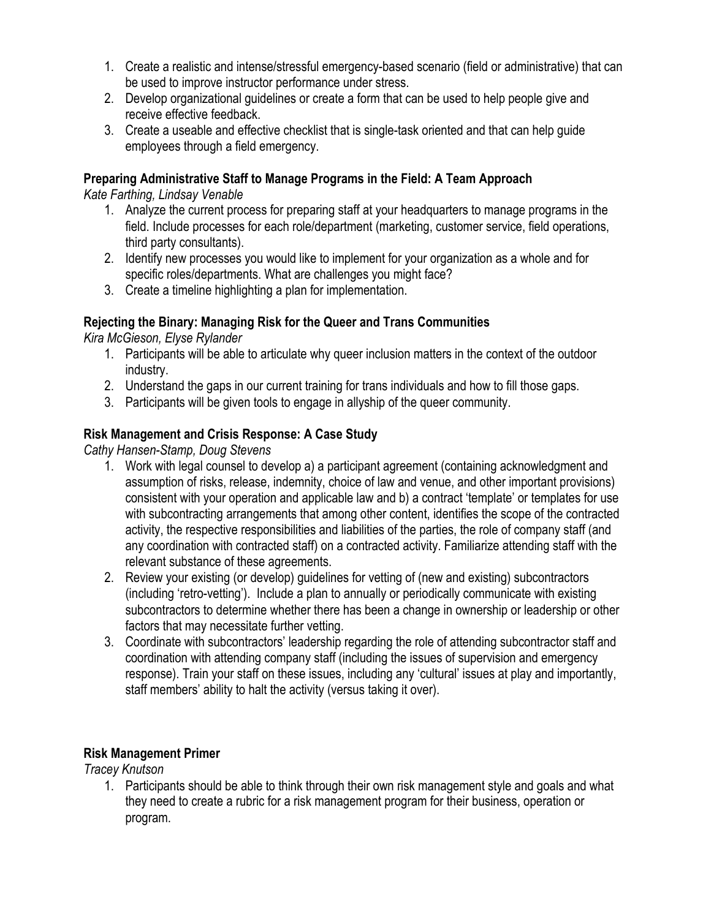1. Create a realistic and intense/stressful emergency-based scenario (field or administrative) that can be used to improve instructor performance under stress.
2. Develop organizational guidelines or create a form that can be used to help people give and receive effective feedback.
3. Create a useable and effective checklist that is single-task oriented and that can help guide employees through a field emergency.

**Preparing Administrative Staff to Manage Programs in the Field: A Team Approach**
*Kate Farthing, Lindsay Venable*

1. Analyze the current process for preparing staff at your headquarters to manage programs in the field. Include processes for each role/department (marketing, customer service, field operations, third party consultants).
2. Identify new processes you would like to implement for your organization as a whole and for specific roles/departments. What are challenges you might face?
3. Create a timeline highlighting a plan for implementation.

**Rejecting the Binary: Managing Risk for the Queer and Trans Communities**
*Kira McGieson, Elyse Rylander*

1. Participants will be able to articulate why queer inclusion matters in the context of the outdoor industry.
2. Understand the gaps in our current training for trans individuals and how to fill those gaps.
3. Participants will be given tools to engage in allyship of the queer community.

**Risk Management and Crisis Response: A Case Study**
*Cathy Hansen-Stamp, Doug Stevens*

1. Work with legal counsel to develop a) a participant agreement (containing acknowledgment and assumption of risks, release, indemnity, choice of law and venue, and other important provisions) consistent with your operation and applicable law and b) a contract 'template' or templates for use with subcontracting arrangements that among other content, identifies the scope of the contracted activity, the respective responsibilities and liabilities of the parties, the role of company staff (and any coordination with contracted staff) on a contracted activity. Familiarize attending staff with the relevant substance of these agreements.
2. Review your existing (or develop) guidelines for vetting of (new and existing) subcontractors (including 'retro-vetting'). Include a plan to annually or periodically communicate with existing subcontractors to determine whether there has been a change in ownership or leadership or other factors that may necessitate further vetting.
3. Coordinate with subcontractors' leadership regarding the role of attending subcontractor staff and coordination with attending company staff (including the issues of supervision and emergency response). Train your staff on these issues, including any 'cultural' issues at play and importantly, staff members' ability to halt the activity (versus taking it over).

**Risk Management Primer**
*Tracey Knutson*

1. Participants should be able to think through their own risk management style and goals and what they need to create a rubric for a risk management program for their business, operation or program.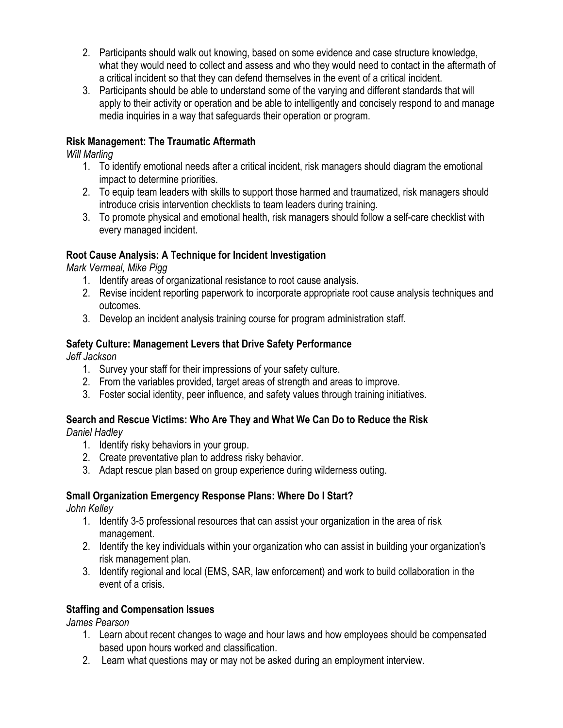2. Participants should walk out knowing, based on some evidence and case structure knowledge, what they would need to collect and assess and who they would need to contact in the aftermath of a critical incident so that they can defend themselves in the event of a critical incident.
3. Participants should be able to understand some of the varying and different standards that will apply to their activity or operation and be able to intelligently and concisely respond to and manage media inquiries in a way that safeguards their operation or program.

**Risk Management: The Traumatic Aftermath**

*Will Marling*

1. To identify emotional needs after a critical incident, risk managers should diagram the emotional impact to determine priorities.
2. To equip team leaders with skills to support those harmed and traumatized, risk managers should introduce crisis intervention checklists to team leaders during training.
3. To promote physical and emotional health, risk managers should follow a self-care checklist with every managed incident.

**Root Cause Analysis: A Technique for Incident Investigation**

*Mark Vermeal, Mike Pigg*

1. Identify areas of organizational resistance to root cause analysis.
2. Revise incident reporting paperwork to incorporate appropriate root cause analysis techniques and outcomes.
3. Develop an incident analysis training course for program administration staff.

**Safety Culture: Management Levers that Drive Safety Performance**

*Jeff Jackson*

1. Survey your staff for their impressions of your safety culture.
2. From the variables provided, target areas of strength and areas to improve.
3. Foster social identity, peer influence, and safety values through training initiatives.

**Search and Rescue Victims: Who Are They and What We Can Do to Reduce the Risk**

*Daniel Hadley*

1. Identify risky behaviors in your group.
2. Create preventative plan to address risky behavior.
3. Adapt rescue plan based on group experience during wilderness outing.

**Small Organization Emergency Response Plans: Where Do I Start?**

*John Kelley*

1. Identify 3-5 professional resources that can assist your organization in the area of risk management.
2. Identify the key individuals within your organization who can assist in building your organization's risk management plan.
3. Identify regional and local (EMS, SAR, law enforcement) and work to build collaboration in the event of a crisis.

**Staffing and Compensation Issues**

*James Pearson*

1. Learn about recent changes to wage and hour laws and how employees should be compensated based upon hours worked and classification.
2. Learn what questions may or may not be asked during an employment interview.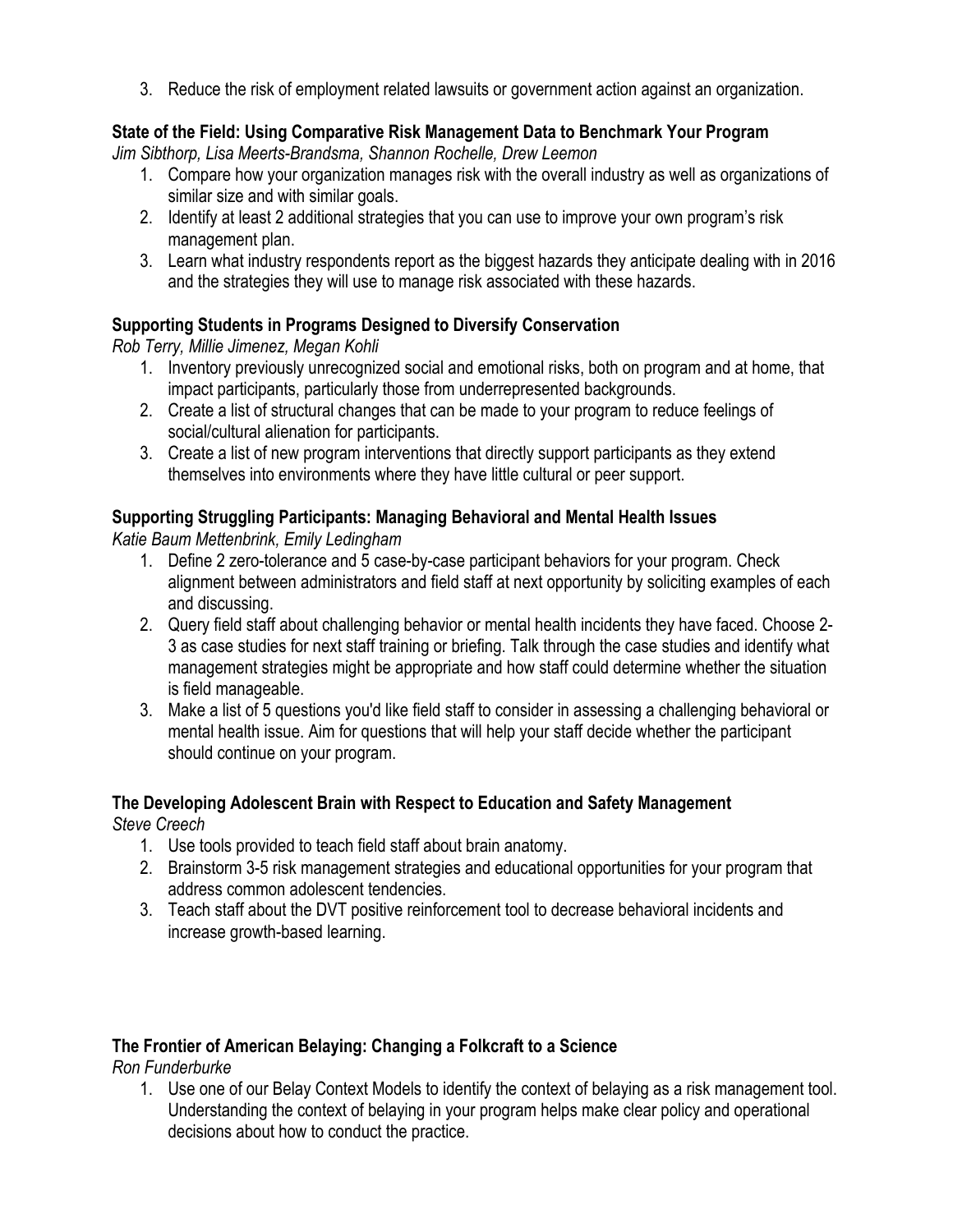3. Reduce the risk of employment related lawsuits or government action against an organization.

**State of the Field: Using Comparative Risk Management Data to Benchmark Your Program**
*Jim Sibthorp, Lisa Meerts-Brandsma, Shannon Rochelle, Drew Leemon*

1. Compare how your organization manages risk with the overall industry as well as organizations of similar size and with similar goals.
2. Identify at least 2 additional strategies that you can use to improve your own program's risk management plan.
3. Learn what industry respondents report as the biggest hazards they anticipate dealing with in 2016 and the strategies they will use to manage risk associated with these hazards.

**Supporting Students in Programs Designed to Diversify Conservation**
*Rob Terry, Millie Jimenez, Megan Kohli*

1. Inventory previously unrecognized social and emotional risks, both on program and at home, that impact participants, particularly those from underrepresented backgrounds.
2. Create a list of structural changes that can be made to your program to reduce feelings of social/cultural alienation for participants.
3. Create a list of new program interventions that directly support participants as they extend themselves into environments where they have little cultural or peer support.

**Supporting Struggling Participants: Managing Behavioral and Mental Health Issues**
*Katie Baum Mettenbrink, Emily Ledingham*

1. Define 2 zero-tolerance and 5 case-by-case participant behaviors for your program. Check alignment between administrators and field staff at next opportunity by soliciting examples of each and discussing.
2. Query field staff about challenging behavior or mental health incidents they have faced. Choose 2-3 as case studies for next staff training or briefing. Talk through the case studies and identify what management strategies might be appropriate and how staff could determine whether the situation is field manageable.
3. Make a list of 5 questions you'd like field staff to consider in assessing a challenging behavioral or mental health issue. Aim for questions that will help your staff decide whether the participant should continue on your program.

**The Developing Adolescent Brain with Respect to Education and Safety Management**
*Steve Creech*

1. Use tools provided to teach field staff about brain anatomy.
2. Brainstorm 3-5 risk management strategies and educational opportunities for your program that address common adolescent tendencies.
3. Teach staff about the DVT positive reinforcement tool to decrease behavioral incidents and increase growth-based learning.

**The Frontier of American Belaying: Changing a Folkcraft to a Science**
*Ron Funderburke*

1. Use one of our Belay Context Models to identify the context of belaying as a risk management tool. Understanding the context of belaying in your program helps make clear policy and operational decisions about how to conduct the practice.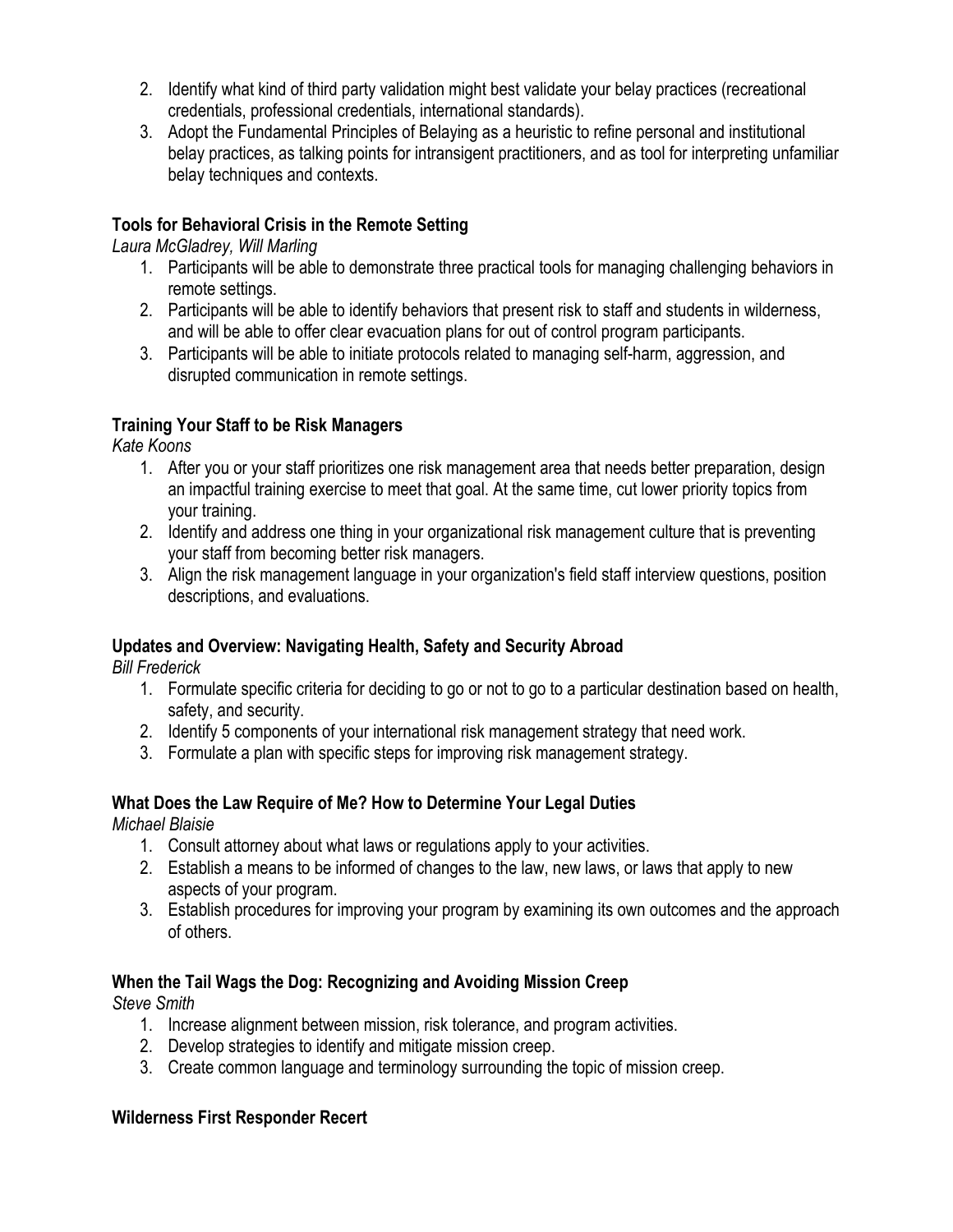2. Identify what kind of third party validation might best validate your belay practices (recreational credentials, professional credentials, international standards).
3. Adopt the Fundamental Principles of Belaying as a heuristic to refine personal and institutional belay practices, as talking points for intransigent practitioners, and as tool for interpreting unfamiliar belay techniques and contexts.

**Tools for Behavioral Crisis in the Remote Setting**

*Laura McGladrey, Will Marling*

1. Participants will be able to demonstrate three practical tools for managing challenging behaviors in remote settings.
2. Participants will be able to identify behaviors that present risk to staff and students in wilderness, and will be able to offer clear evacuation plans for out of control program participants.
3. Participants will be able to initiate protocols related to managing self-harm, aggression, and disrupted communication in remote settings.

**Training Your Staff to be Risk Managers**

*Kate Koons*

1. After you or your staff prioritizes one risk management area that needs better preparation, design an impactful training exercise to meet that goal. At the same time, cut lower priority topics from your training.
2. Identify and address one thing in your organizational risk management culture that is preventing your staff from becoming better risk managers.
3. Align the risk management language in your organization's field staff interview questions, position descriptions, and evaluations.

**Updates and Overview: Navigating Health, Safety and Security Abroad**

*Bill Frederick*

1. Formulate specific criteria for deciding to go or not to go to a particular destination based on health, safety, and security.
2. Identify 5 components of your international risk management strategy that need work.
3. Formulate a plan with specific steps for improving risk management strategy.

**What Does the Law Require of Me? How to Determine Your Legal Duties**

*Michael Blaisie*

1. Consult attorney about what laws or regulations apply to your activities.
2. Establish a means to be informed of changes to the law, new laws, or laws that apply to new aspects of your program.
3. Establish procedures for improving your program by examining its own outcomes and the approach of others.

**When the Tail Wags the Dog: Recognizing and Avoiding Mission Creep**

*Steve Smith*

1. Increase alignment between mission, risk tolerance, and program activities.
2. Develop strategies to identify and mitigate mission creep.
3. Create common language and terminology surrounding the topic of mission creep.

**Wilderness First Responder Recert**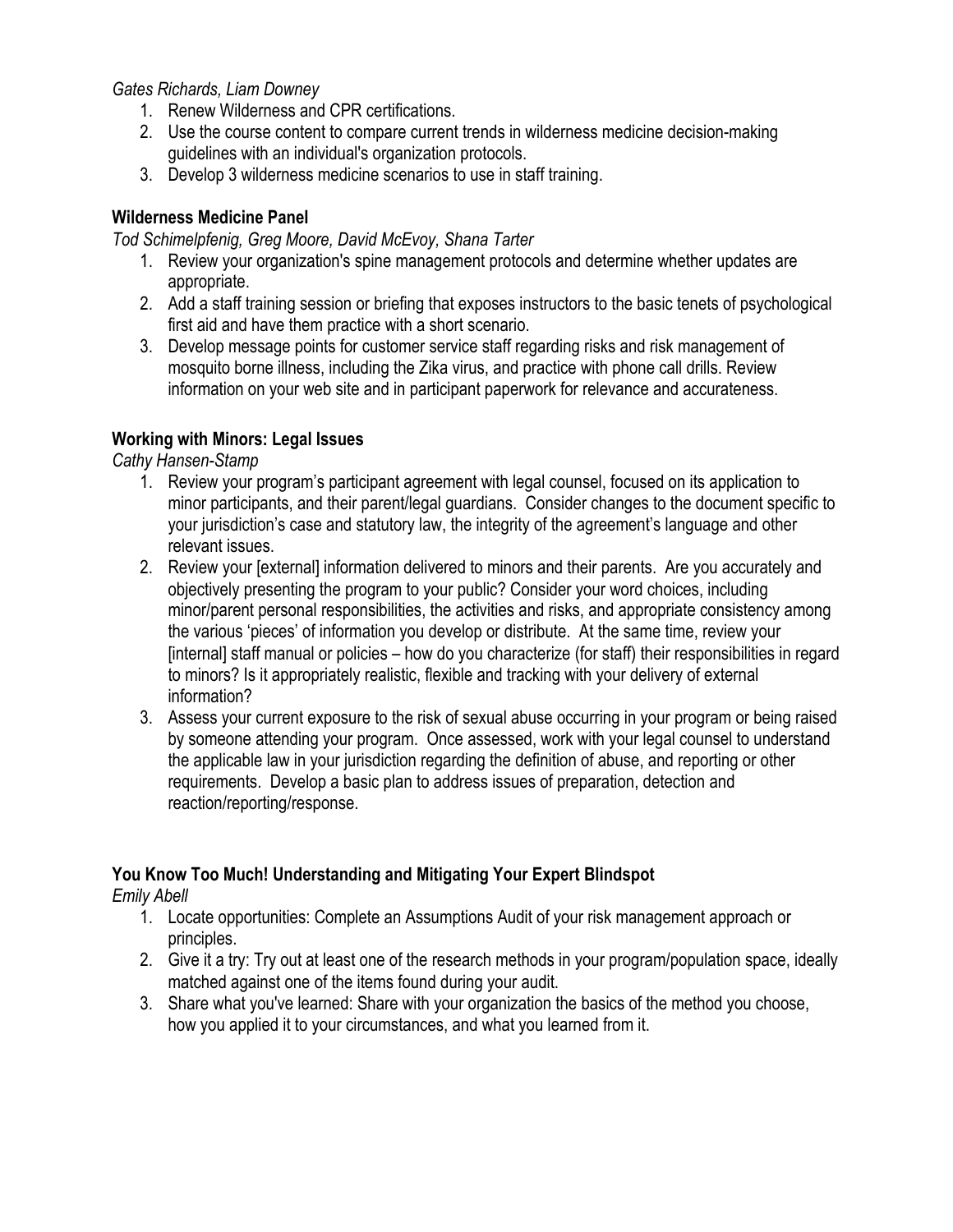*Gates Richards, Liam Downey*

1. Renew Wilderness and CPR certifications.
2. Use the course content to compare current trends in wilderness medicine decision-making guidelines with an individual's organization protocols.
3. Develop 3 wilderness medicine scenarios to use in staff training.

**Wilderness Medicine Panel**

*Tod Schimelpfenig, Greg Moore, David McEvoy, Shana Tarter*

1. Review your organization's spine management protocols and determine whether updates are appropriate.
2. Add a staff training session or briefing that exposes instructors to the basic tenets of psychological first aid and have them practice with a short scenario.
3. Develop message points for customer service staff regarding risks and risk management of mosquito borne illness, including the Zika virus, and practice with phone call drills. Review information on your web site and in participant paperwork for relevance and accurateness.

**Working with Minors: Legal Issues**

*Cathy Hansen-Stamp*

1. Review your program's participant agreement with legal counsel, focused on its application to minor participants, and their parent/legal guardians. Consider changes to the document specific to your jurisdiction's case and statutory law, the integrity of the agreement's language and other relevant issues.
2. Review your [external] information delivered to minors and their parents. Are you accurately and objectively presenting the program to your public? Consider your word choices, including minor/parent personal responsibilities, the activities and risks, and appropriate consistency among the various 'pieces' of information you develop or distribute. At the same time, review your [internal] staff manual or policies – how do you characterize (for staff) their responsibilities in regard to minors? Is it appropriately realistic, flexible and tracking with your delivery of external information?
3. Assess your current exposure to the risk of sexual abuse occurring in your program or being raised by someone attending your program. Once assessed, work with your legal counsel to understand the applicable law in your jurisdiction regarding the definition of abuse, and reporting or other requirements. Develop a basic plan to address issues of preparation, detection and reaction/reporting/response.

**You Know Too Much! Understanding and Mitigating Your Expert Blindspot**

*Emily Abell*

1. Locate opportunities: Complete an Assumptions Audit of your risk management approach or principles.
2. Give it a try: Try out at least one of the research methods in your program/population space, ideally matched against one of the items found during your audit.
3. Share what you've learned: Share with your organization the basics of the method you choose, how you applied it to your circumstances, and what you learned from it.